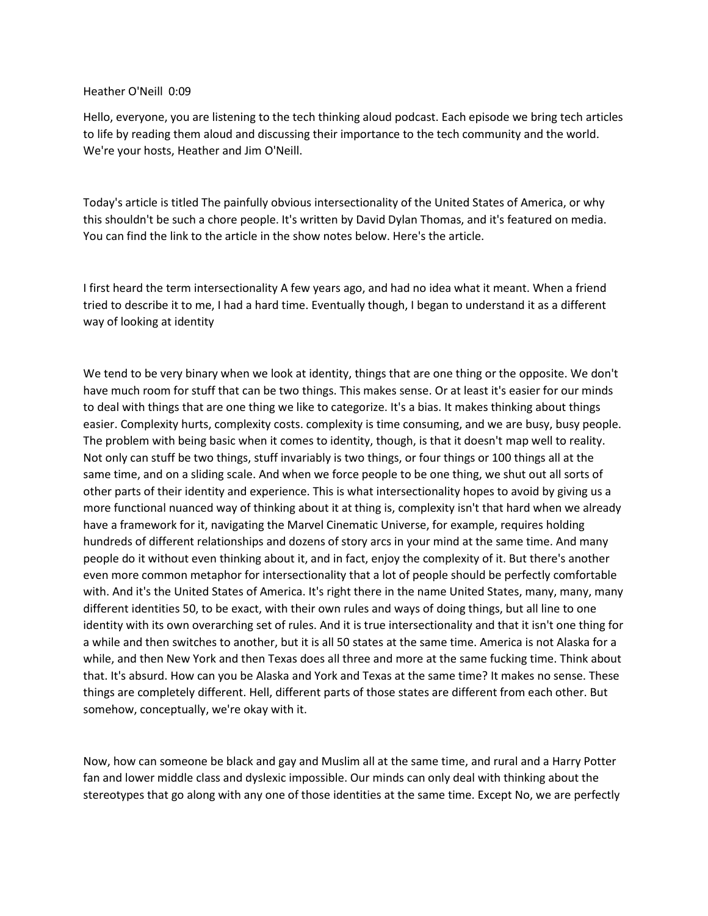Heather O'Neill 0:09

Hello, everyone, you are listening to the tech thinking aloud podcast. Each episode we bring tech articles to life by reading them aloud and discussing their importance to the tech community and the world. We're your hosts, Heather and Jim O'Neill.

Today's article is titled The painfully obvious intersectionality of the United States of America, or why this shouldn't be such a chore people. It's written by David Dylan Thomas, and it's featured on media. You can find the link to the article in the show notes below. Here's the article.

I first heard the term intersectionality A few years ago, and had no idea what it meant. When a friend tried to describe it to me, I had a hard time. Eventually though, I began to understand it as a different way of looking at identity

We tend to be very binary when we look at identity, things that are one thing or the opposite. We don't have much room for stuff that can be two things. This makes sense. Or at least it's easier for our minds to deal with things that are one thing we like to categorize. It's a bias. It makes thinking about things easier. Complexity hurts, complexity costs. complexity is time consuming, and we are busy, busy people. The problem with being basic when it comes to identity, though, is that it doesn't map well to reality. Not only can stuff be two things, stuff invariably is two things, or four things or 100 things all at the same time, and on a sliding scale. And when we force people to be one thing, we shut out all sorts of other parts of their identity and experience. This is what intersectionality hopes to avoid by giving us a more functional nuanced way of thinking about it at thing is, complexity isn't that hard when we already have a framework for it, navigating the Marvel Cinematic Universe, for example, requires holding hundreds of different relationships and dozens of story arcs in your mind at the same time. And many people do it without even thinking about it, and in fact, enjoy the complexity of it. But there's another even more common metaphor for intersectionality that a lot of people should be perfectly comfortable with. And it's the United States of America. It's right there in the name United States, many, many, many different identities 50, to be exact, with their own rules and ways of doing things, but all line to one identity with its own overarching set of rules. And it is true intersectionality and that it isn't one thing for a while and then switches to another, but it is all 50 states at the same time. America is not Alaska for a while, and then New York and then Texas does all three and more at the same fucking time. Think about that. It's absurd. How can you be Alaska and York and Texas at the same time? It makes no sense. These things are completely different. Hell, different parts of those states are different from each other. But somehow, conceptually, we're okay with it.

Now, how can someone be black and gay and Muslim all at the same time, and rural and a Harry Potter fan and lower middle class and dyslexic impossible. Our minds can only deal with thinking about the stereotypes that go along with any one of those identities at the same time. Except No, we are perfectly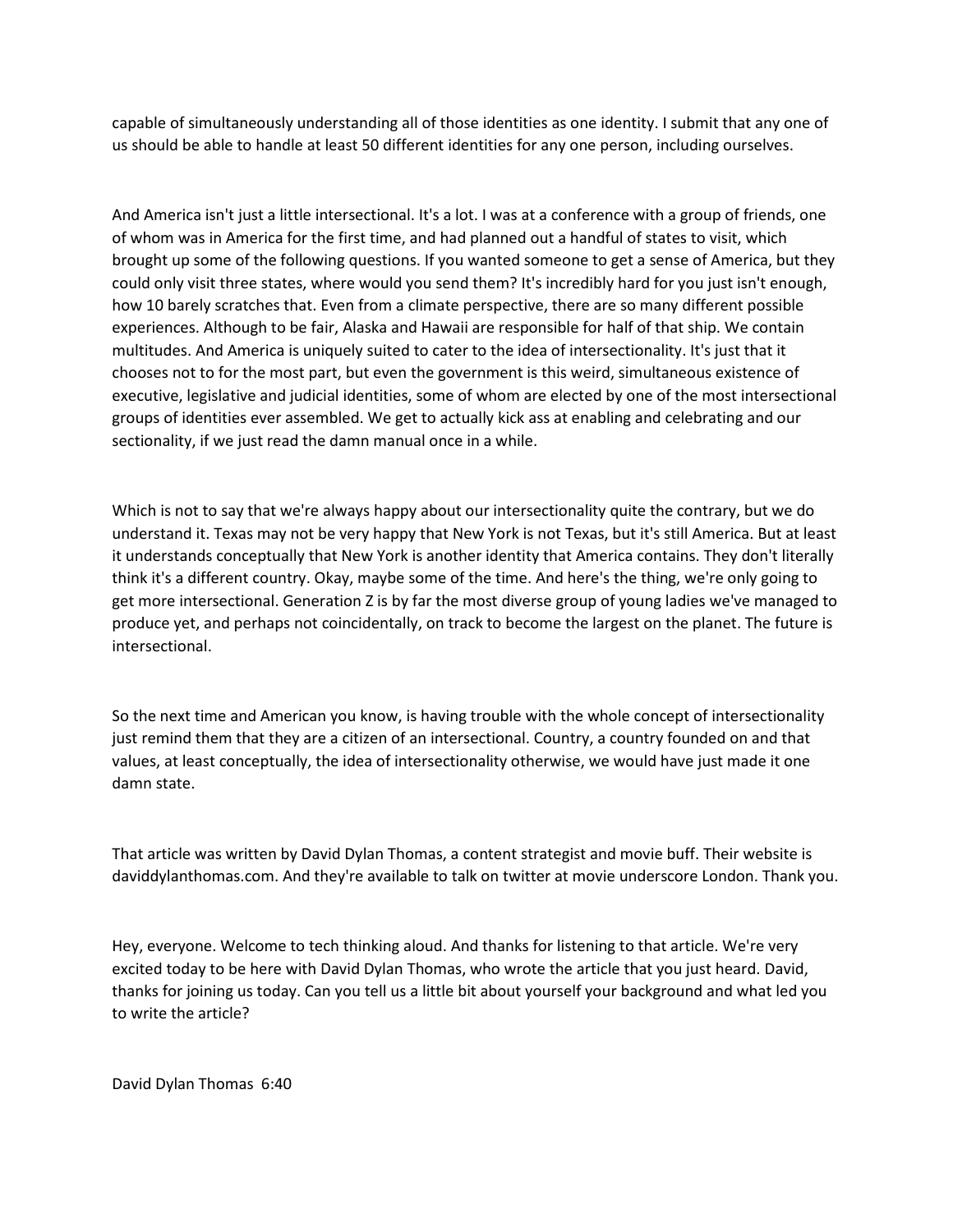capable of simultaneously understanding all of those identities as one identity. I submit that any one of us should be able to handle at least 50 different identities for any one person, including ourselves.

And America isn't just a little intersectional. It's a lot. I was at a conference with a group of friends, one of whom was in America for the first time, and had planned out a handful of states to visit, which brought up some of the following questions. If you wanted someone to get a sense of America, but they could only visit three states, where would you send them? It's incredibly hard for you just isn't enough, how 10 barely scratches that. Even from a climate perspective, there are so many different possible experiences. Although to be fair, Alaska and Hawaii are responsible for half of that ship. We contain multitudes. And America is uniquely suited to cater to the idea of intersectionality. It's just that it chooses not to for the most part, but even the government is this weird, simultaneous existence of executive, legislative and judicial identities, some of whom are elected by one of the most intersectional groups of identities ever assembled. We get to actually kick ass at enabling and celebrating and our sectionality, if we just read the damn manual once in a while.

Which is not to say that we're always happy about our intersectionality quite the contrary, but we do understand it. Texas may not be very happy that New York is not Texas, but it's still America. But at least it understands conceptually that New York is another identity that America contains. They don't literally think it's a different country. Okay, maybe some of the time. And here's the thing, we're only going to get more intersectional. Generation Z is by far the most diverse group of young ladies we've managed to produce yet, and perhaps not coincidentally, on track to become the largest on the planet. The future is intersectional.

So the next time and American you know, is having trouble with the whole concept of intersectionality just remind them that they are a citizen of an intersectional. Country, a country founded on and that values, at least conceptually, the idea of intersectionality otherwise, we would have just made it one damn state.

That article was written by David Dylan Thomas, a content strategist and movie buff. Their website is daviddylanthomas.com. And they're available to talk on twitter at movie underscore London. Thank you.

Hey, everyone. Welcome to tech thinking aloud. And thanks for listening to that article. We're very excited today to be here with David Dylan Thomas, who wrote the article that you just heard. David, thanks for joining us today. Can you tell us a little bit about yourself your background and what led you to write the article?

David Dylan Thomas 6:40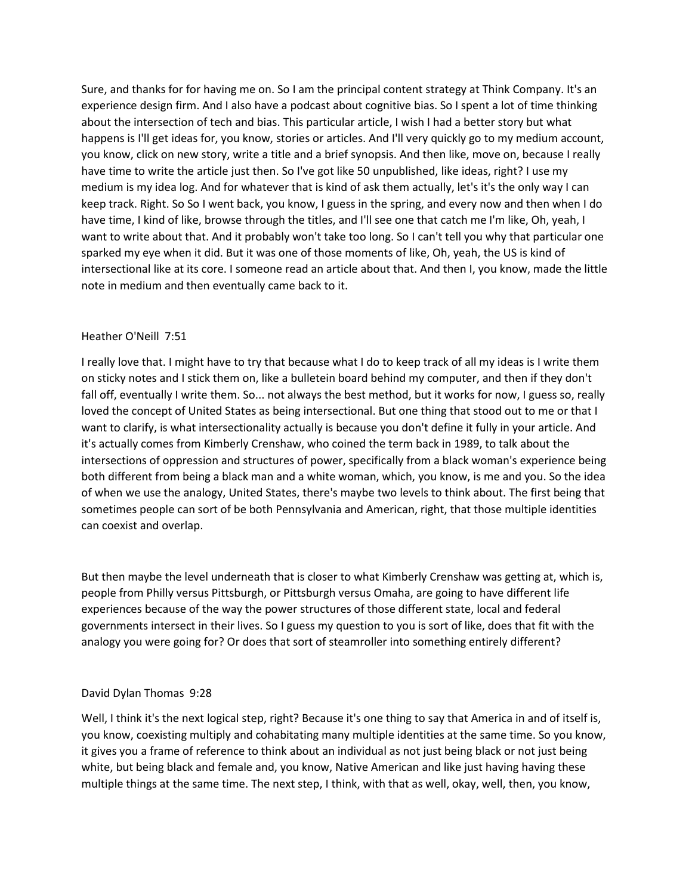Sure, and thanks for for having me on. So I am the principal content strategy at Think Company. It's an experience design firm. And I also have a podcast about cognitive bias. So I spent a lot of time thinking about the intersection of tech and bias. This particular article, I wish I had a better story but what happens is I'll get ideas for, you know, stories or articles. And I'll very quickly go to my medium account, you know, click on new story, write a title and a brief synopsis. And then like, move on, because I really have time to write the article just then. So I've got like 50 unpublished, like ideas, right? I use my medium is my idea log. And for whatever that is kind of ask them actually, let's it's the only way I can keep track. Right. So So I went back, you know, I guess in the spring, and every now and then when I do have time, I kind of like, browse through the titles, and I'll see one that catch me I'm like, Oh, yeah, I want to write about that. And it probably won't take too long. So I can't tell you why that particular one sparked my eye when it did. But it was one of those moments of like, Oh, yeah, the US is kind of intersectional like at its core. I someone read an article about that. And then I, you know, made the little note in medium and then eventually came back to it.

Heather O'Neill 7:51

I really love that. I might have to try that because what I do to keep track of all my ideas is I write them on sticky notes and I stick them on, like a bulletein board behind my computer, and then if they don't fall off, eventually I write them. So... not always the best method, but it works for now, I guess so, really loved the concept of United States as being intersectional. But one thing that stood out to me or that I want to clarify, is what intersectionality actually is because you don't define it fully in your article. And it's actually comes from Kimberly Crenshaw, who coined the term back in 1989, to talk about the intersections of oppression and structures of power, specifically from a black woman's experience being both different from being a black man and a white woman, which, you know, is me and you. So the idea of when we use the analogy, United States, there's maybe two levels to think about. The first being that sometimes people can sort of be both Pennsylvania and American, right, that those multiple identities can coexist and overlap.

But then maybe the level underneath that is closer to what Kimberly Crenshaw was getting at, which is, people from Philly versus Pittsburgh, or Pittsburgh versus Omaha, are going to have different life experiences because of the way the power structures of those different state, local and federal governments intersect in their lives. So I guess my question to you is sort of like, does that fit with the analogy you were going for? Or does that sort of steamroller into something entirely different?

David Dylan Thomas 9:28

Well, I think it's the next logical step, right? Because it's one thing to say that America in and of itself is, you know, coexisting multiply and cohabitating many multiple identities at the same time. So you know, it gives you a frame of reference to think about an individual as not just being black or not just being white, but being black and female and, you know, Native American and like just having having these multiple things at the same time. The next step, I think, with that as well, okay, well, then, you know,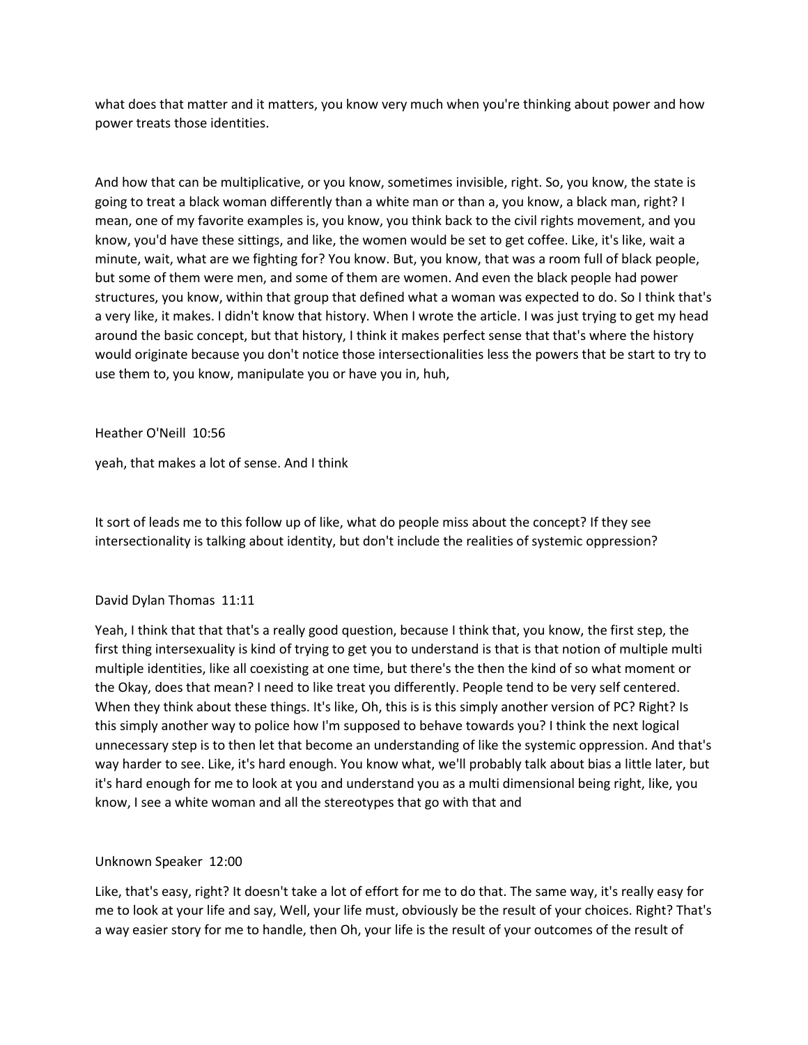what does that matter and it matters, you know very much when you're thinking about power and how power treats those identities.

And how that can be multiplicative, or you know, sometimes invisible, right. So, you know, the state is going to treat a black woman differently than a white man or than a, you know, a black man, right? I mean, one of my favorite examples is, you know, you think back to the civil rights movement, and you know, you'd have these sittings, and like, the women would be set to get coffee. Like, it's like, wait a minute, wait, what are we fighting for? You know. But, you know, that was a room full of black people, but some of them were men, and some of them are women. And even the black people had power structures, you know, within that group that defined what a woman was expected to do. So I think that's a very like, it makes. I didn't know that history. When I wrote the article. I was just trying to get my head around the basic concept, but that history, I think it makes perfect sense that that's where the history would originate because you don't notice those intersectionalities less the powers that be start to try to use them to, you know, manipulate you or have you in, huh,

Heather O'Neill 10:56

yeah, that makes a lot of sense. And I think

It sort of leads me to this follow up of like, what do people miss about the concept? If they see intersectionality is talking about identity, but don't include the realities of systemic oppression?

David Dylan Thomas 11:11

Yeah, I think that that that's a really good question, because I think that, you know, the first step, the first thing intersexuality is kind of trying to get you to understand is that is that notion of multiple multi multiple identities, like all coexisting at one time, but there's the then the kind of so what moment or the Okay, does that mean? I need to like treat you differently. People tend to be very self centered. When they think about these things. It's like, Oh, this is is this simply another version of PC? Right? Is this simply another way to police how I'm supposed to behave towards you? I think the next logical unnecessary step is to then let that become an understanding of like the systemic oppression. And that's way harder to see. Like, it's hard enough. You know what, we'll probably talk about bias a little later, but it's hard enough for me to look at you and understand you as a multi dimensional being right, like, you know, I see a white woman and all the stereotypes that go with that and

Unknown Speaker 12:00

Like, that's easy, right? It doesn't take a lot of effort for me to do that. The same way, it's really easy for me to look at your life and say, Well, your life must, obviously be the result of your choices. Right? That's a way easier story for me to handle, then Oh, your life is the result of your outcomes of the result of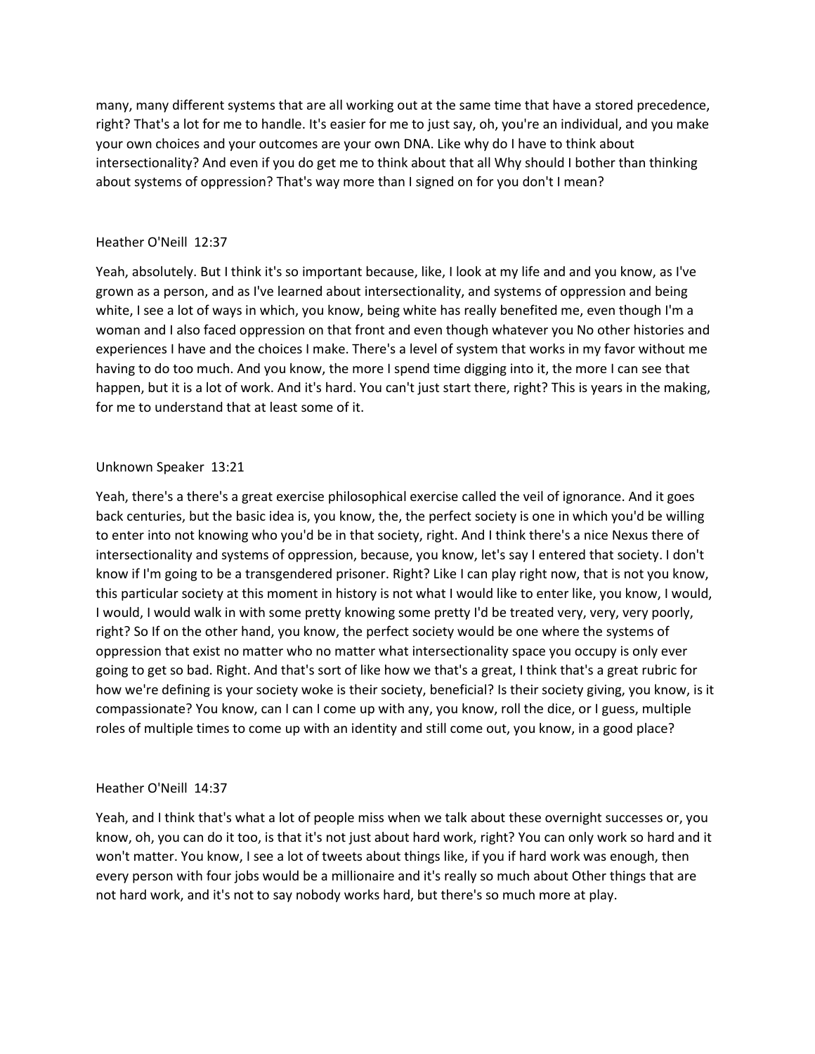many, many different systems that are all working out at the same time that have a stored precedence, right? That's a lot for me to handle. It's easier for me to just say, oh, you're an individual, and you make your own choices and your outcomes are your own DNA. Like why do I have to think about intersectionality? And even if you do get me to think about that all Why should I bother than thinking about systems of oppression? That's way more than I signed on for you don't I mean?

Heather O'Neill 12:37

Yeah, absolutely. But I think it's so important because, like, I look at my life and and you know, as I've grown as a person, and as I've learned about intersectionality, and systems of oppression and being white, I see a lot of ways in which, you know, being white has really benefited me, even though I'm a woman and I also faced oppression on that front and even though whatever you No other histories and experiences I have and the choices I make. There's a level of system that works in my favor without me having to do too much. And you know, the more I spend time digging into it, the more I can see that happen, but it is a lot of work. And it's hard. You can't just start there, right? This is years in the making, for me to understand that at least some of it.

Unknown Speaker 13:21

Yeah, there's a there's a great exercise philosophical exercise called the veil of ignorance. And it goes back centuries, but the basic idea is, you know, the, the perfect society is one in which you'd be willing to enter into not knowing who you'd be in that society, right. And I think there's a nice Nexus there of intersectionality and systems of oppression, because, you know, let's say I entered that society. I don't know if I'm going to be a transgendered prisoner. Right? Like I can play right now, that is not you know, this particular society at this moment in history is not what I would like to enter like, you know, I would, I would, I would walk in with some pretty knowing some pretty I'd be treated very, very, very poorly, right? So If on the other hand, you know, the perfect society would be one where the systems of oppression that exist no matter who no matter what intersectionality space you occupy is only ever going to get so bad. Right. And that's sort of like how we that's a great, I think that's a great rubric for how we're defining is your society woke is their society, beneficial? Is their society giving, you know, is it compassionate? You know, can I can I come up with any, you know, roll the dice, or I guess, multiple roles of multiple times to come up with an identity and still come out, you know, in a good place?

Heather O'Neill 14:37

Yeah, and I think that's what a lot of people miss when we talk about these overnight successes or, you know, oh, you can do it too, is that it's not just about hard work, right? You can only work so hard and it won't matter. You know, I see a lot of tweets about things like, if you if hard work was enough, then every person with four jobs would be a millionaire and it's really so much about Other things that are not hard work, and it's not to say nobody works hard, but there's so much more at play.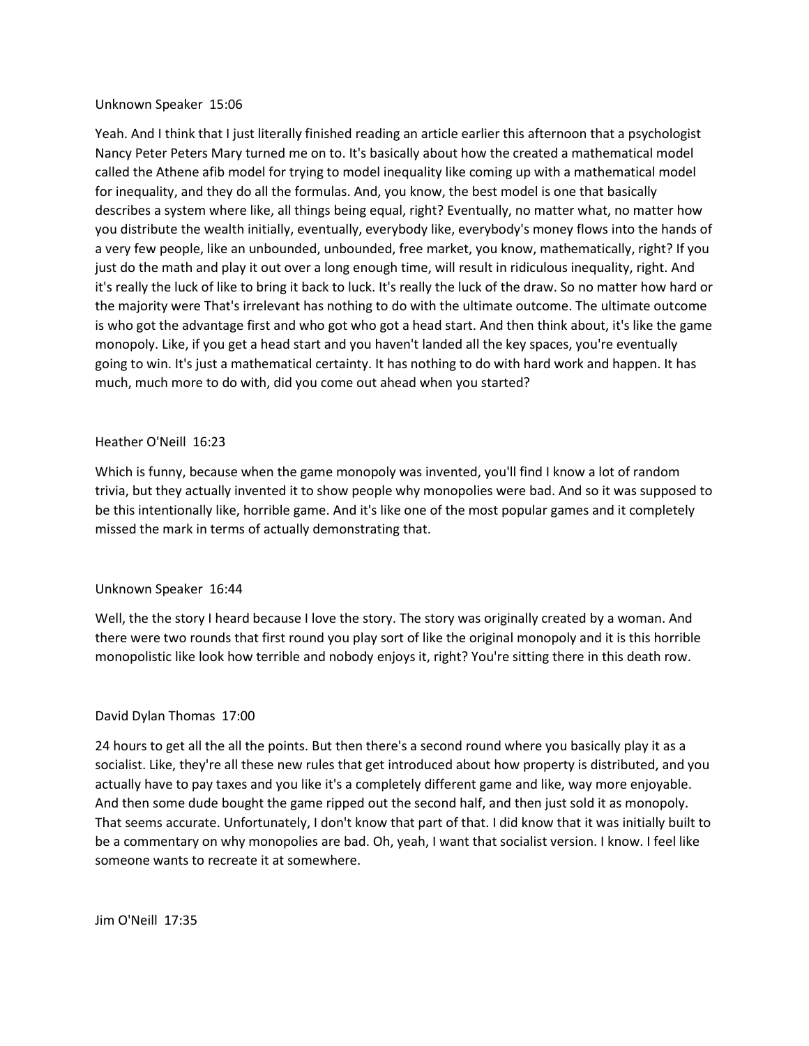Unknown Speaker  15:06

Yeah. And I think that I just literally finished reading an article earlier this afternoon that a psychologist Nancy Peter Peters Mary turned me on to. It's basically about how the created a mathematical model called the Athene afib model for trying to model inequality like coming up with a mathematical model for inequality, and they do all the formulas. And, you know, the best model is one that basically describes a system where like, all things being equal, right? Eventually, no matter what, no matter how you distribute the wealth initially, eventually, everybody like, everybody's money flows into the hands of a very few people, like an unbounded, unbounded, free market, you know, mathematically, right? If you just do the math and play it out over a long enough time, will result in ridiculous inequality, right. And it's really the luck of like to bring it back to luck. It's really the luck of the draw. So no matter how hard or the majority were That's irrelevant has nothing to do with the ultimate outcome. The ultimate outcome is who got the advantage first and who got who got a head start. And then think about, it's like the game monopoly. Like, if you get a head start and you haven't landed all the key spaces, you're eventually going to win. It's just a mathematical certainty. It has nothing to do with hard work and happen. It has much, much more to do with, did you come out ahead when you started?

Heather O'Neill  16:23

Which is funny, because when the game monopoly was invented, you'll find I know a lot of random trivia, but they actually invented it to show people why monopolies were bad. And so it was supposed to be this intentionally like, horrible game. And it's like one of the most popular games and it completely missed the mark in terms of actually demonstrating that.

Unknown Speaker  16:44

Well, the the story I heard because I love the story. The story was originally created by a woman. And there were two rounds that first round you play sort of like the original monopoly and it is this horrible monopolistic like look how terrible and nobody enjoys it, right? You're sitting there in this death row.

David Dylan Thomas  17:00

24 hours to get all the all the points. But then there's a second round where you basically play it as a socialist. Like, they're all these new rules that get introduced about how property is distributed, and you actually have to pay taxes and you like it's a completely different game and like, way more enjoyable. And then some dude bought the game ripped out the second half, and then just sold it as monopoly. That seems accurate. Unfortunately, I don't know that part of that. I did know that it was initially built to be a commentary on why monopolies are bad. Oh, yeah, I want that socialist version. I know. I feel like someone wants to recreate it at somewhere.

Jim O'Neill  17:35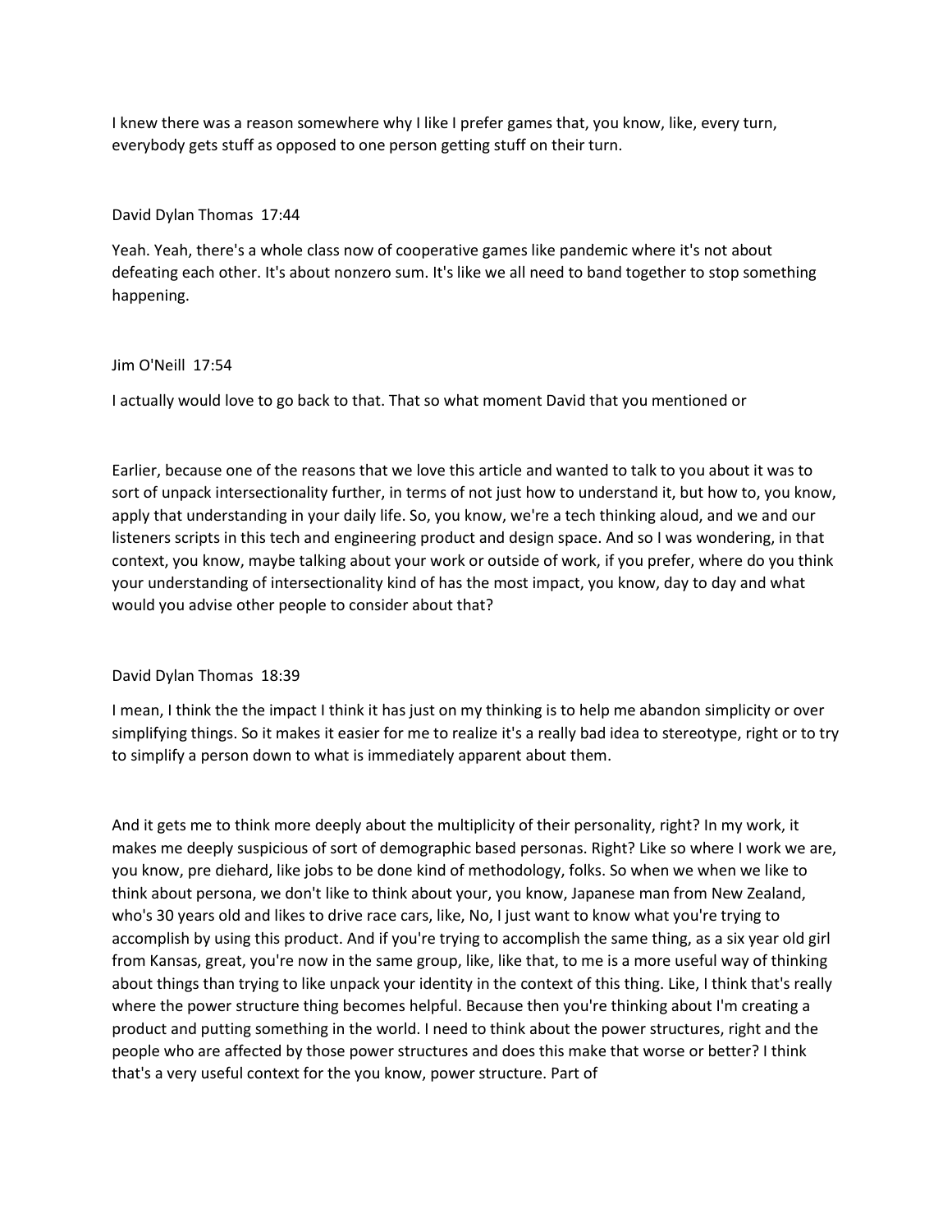I knew there was a reason somewhere why I like I prefer games that, you know, like, every turn, everybody gets stuff as opposed to one person getting stuff on their turn.

David Dylan Thomas 17:44

Yeah. Yeah, there's a whole class now of cooperative games like pandemic where it's not about defeating each other. It's about nonzero sum. It's like we all need to band together to stop something happening.

Jim O'Neill 17:54

I actually would love to go back to that. That so what moment David that you mentioned or

Earlier, because one of the reasons that we love this article and wanted to talk to you about it was to sort of unpack intersectionality further, in terms of not just how to understand it, but how to, you know, apply that understanding in your daily life. So, you know, we're a tech thinking aloud, and we and our listeners scripts in this tech and engineering product and design space. And so I was wondering, in that context, you know, maybe talking about your work or outside of work, if you prefer, where do you think your understanding of intersectionality kind of has the most impact, you know, day to day and what would you advise other people to consider about that?

David Dylan Thomas 18:39

I mean, I think the the impact I think it has just on my thinking is to help me abandon simplicity or over simplifying things. So it makes it easier for me to realize it's a really bad idea to stereotype, right or to try to simplify a person down to what is immediately apparent about them.

And it gets me to think more deeply about the multiplicity of their personality, right? In my work, it makes me deeply suspicious of sort of demographic based personas. Right? Like so where I work we are, you know, pre diehard, like jobs to be done kind of methodology, folks. So when we when we like to think about persona, we don't like to think about your, you know, Japanese man from New Zealand, who's 30 years old and likes to drive race cars, like, No, I just want to know what you're trying to accomplish by using this product. And if you're trying to accomplish the same thing, as a six year old girl from Kansas, great, you're now in the same group, like, like that, to me is a more useful way of thinking about things than trying to like unpack your identity in the context of this thing. Like, I think that's really where the power structure thing becomes helpful. Because then you're thinking about I'm creating a product and putting something in the world. I need to think about the power structures, right and the people who are affected by those power structures and does this make that worse or better? I think that's a very useful context for the you know, power structure. Part of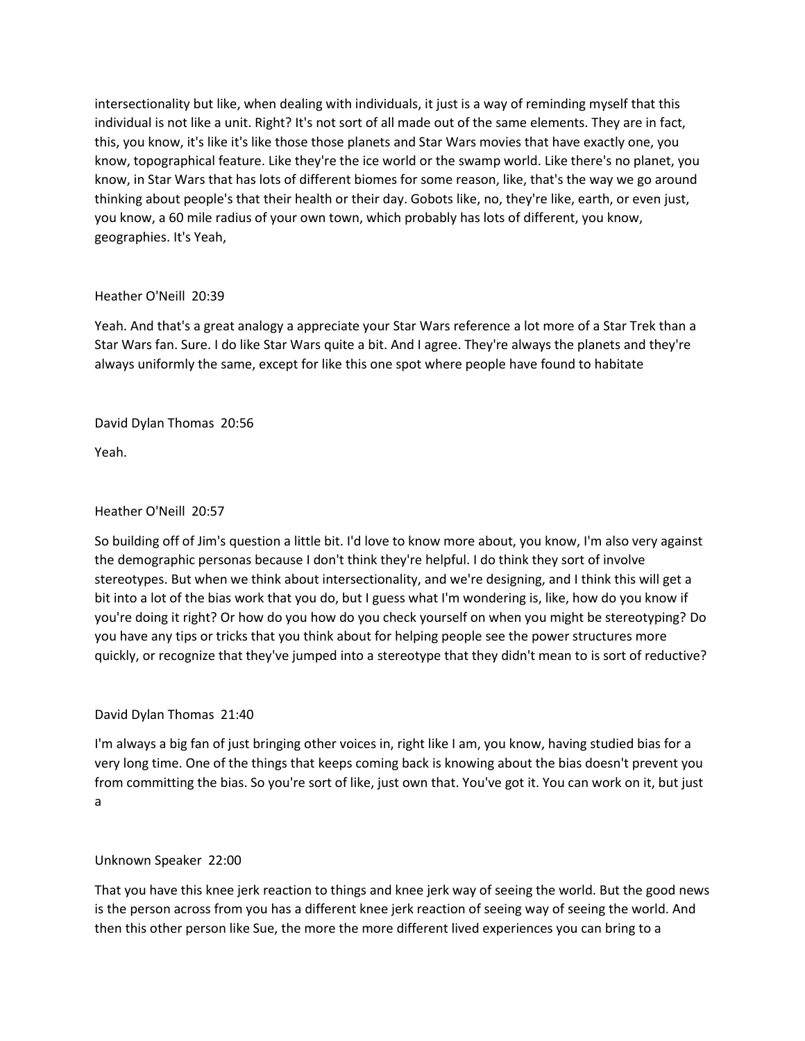intersectionality but like, when dealing with individuals, it just is a way of reminding myself that this individual is not like a unit. Right? It's not sort of all made out of the same elements. They are in fact, this, you know, it's like it's like those those planets and Star Wars movies that have exactly one, you know, topographical feature. Like they're the ice world or the swamp world. Like there's no planet, you know, in Star Wars that has lots of different biomes for some reason, like, that's the way we go around thinking about people's that their health or their day. Gobots like, no, they're like, earth, or even just, you know, a 60 mile radius of your own town, which probably has lots of different, you know, geographies. It's Yeah,

Heather O'Neill 20:39

Yeah. And that's a great analogy a appreciate your Star Wars reference a lot more of a Star Trek than a Star Wars fan. Sure. I do like Star Wars quite a bit. And I agree. They're always the planets and they're always uniformly the same, except for like this one spot where people have found to habitate

David Dylan Thomas 20:56

Yeah.

Heather O'Neill 20:57

So building off of Jim's question a little bit. I'd love to know more about, you know, I'm also very against the demographic personas because I don't think they're helpful. I do think they sort of involve stereotypes. But when we think about intersectionality, and we're designing, and I think this will get a bit into a lot of the bias work that you do, but I guess what I'm wondering is, like, how do you know if you're doing it right? Or how do you how do you check yourself on when you might be stereotyping? Do you have any tips or tricks that you think about for helping people see the power structures more quickly, or recognize that they've jumped into a stereotype that they didn't mean to is sort of reductive?

David Dylan Thomas 21:40

I'm always a big fan of just bringing other voices in, right like I am, you know, having studied bias for a very long time. One of the things that keeps coming back is knowing about the bias doesn't prevent you from committing the bias. So you're sort of like, just own that. You've got it. You can work on it, but just a

Unknown Speaker 22:00

That you have this knee jerk reaction to things and knee jerk way of seeing the world. But the good news is the person across from you has a different knee jerk reaction of seeing way of seeing the world. And then this other person like Sue, the more the more different lived experiences you can bring to a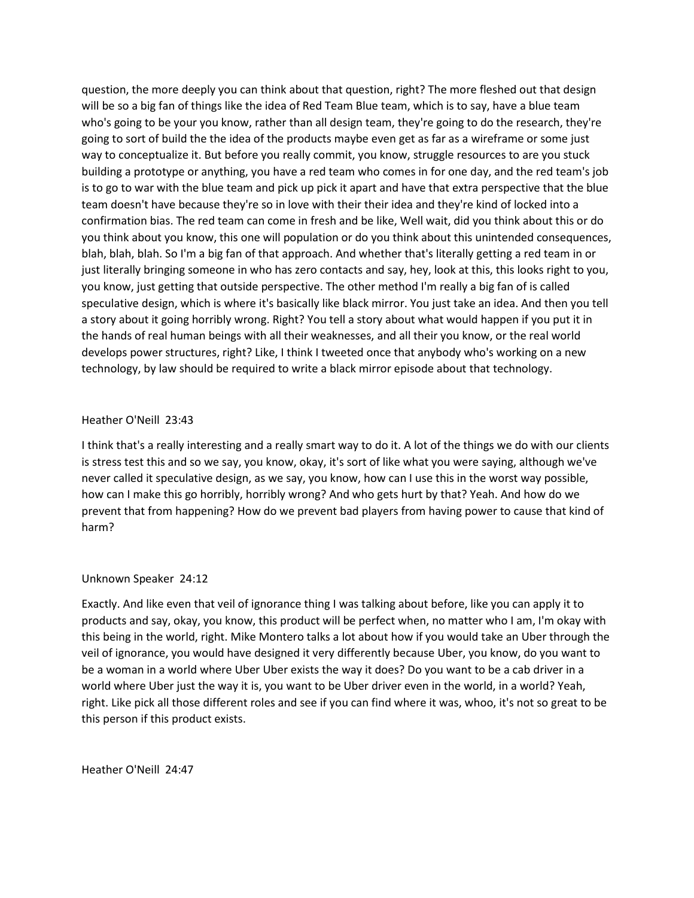question, the more deeply you can think about that question, right? The more fleshed out that design will be so a big fan of things like the idea of Red Team Blue team, which is to say, have a blue team who's going to be your you know, rather than all design team, they're going to do the research, they're going to sort of build the the idea of the products maybe even get as far as a wireframe or some just way to conceptualize it. But before you really commit, you know, struggle resources to are you stuck building a prototype or anything, you have a red team who comes in for one day, and the red team's job is to go to war with the blue team and pick up pick it apart and have that extra perspective that the blue team doesn't have because they're so in love with their their idea and they're kind of locked into a confirmation bias. The red team can come in fresh and be like, Well wait, did you think about this or do you think about you know, this one will population or do you think about this unintended consequences, blah, blah, blah. So I'm a big fan of that approach. And whether that's literally getting a red team in or just literally bringing someone in who has zero contacts and say, hey, look at this, this looks right to you, you know, just getting that outside perspective. The other method I'm really a big fan of is called speculative design, which is where it's basically like black mirror. You just take an idea. And then you tell a story about it going horribly wrong. Right? You tell a story about what would happen if you put it in the hands of real human beings with all their weaknesses, and all their you know, or the real world develops power structures, right? Like, I think I tweeted once that anybody who's working on a new technology, by law should be required to write a black mirror episode about that technology.

Heather O'Neill 23:43

I think that's a really interesting and a really smart way to do it. A lot of the things we do with our clients is stress test this and so we say, you know, okay, it's sort of like what you were saying, although we've never called it speculative design, as we say, you know, how can I use this in the worst way possible, how can I make this go horribly, horribly wrong? And who gets hurt by that? Yeah. And how do we prevent that from happening? How do we prevent bad players from having power to cause that kind of harm?

Unknown Speaker 24:12

Exactly. And like even that veil of ignorance thing I was talking about before, like you can apply it to products and say, okay, you know, this product will be perfect when, no matter who I am, I'm okay with this being in the world, right. Mike Montero talks a lot about how if you would take an Uber through the veil of ignorance, you would have designed it very differently because Uber, you know, do you want to be a woman in a world where Uber Uber exists the way it does? Do you want to be a cab driver in a world where Uber just the way it is, you want to be Uber driver even in the world, in a world? Yeah, right. Like pick all those different roles and see if you can find where it was, whoo, it's not so great to be this person if this product exists.

Heather O'Neill 24:47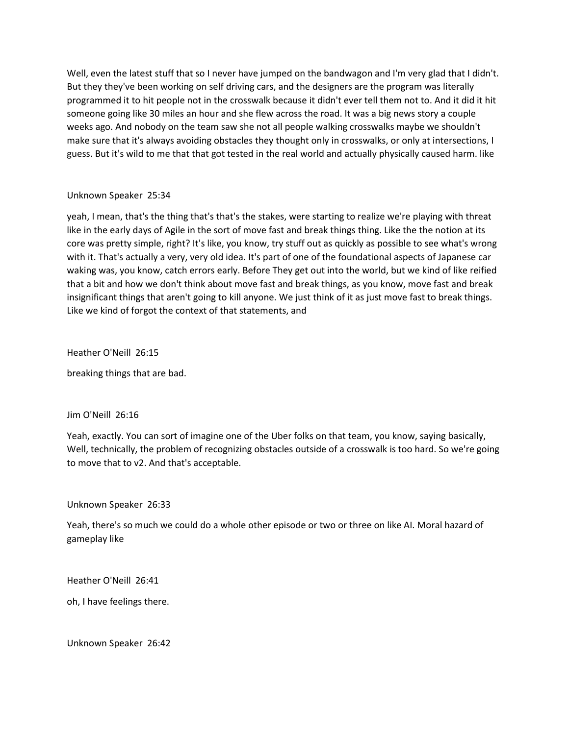Well, even the latest stuff that so I never have jumped on the bandwagon and I'm very glad that I didn't. But they they've been working on self driving cars, and the designers are the program was literally programmed it to hit people not in the crosswalk because it didn't ever tell them not to. And it did it hit someone going like 30 miles an hour and she flew across the road. It was a big news story a couple weeks ago. And nobody on the team saw she not all people walking crosswalks maybe we shouldn't make sure that it's always avoiding obstacles they thought only in crosswalks, or only at intersections, I guess. But it's wild to me that that got tested in the real world and actually physically caused harm. like

Unknown Speaker 25:34

yeah, I mean, that's the thing that's that's the stakes, were starting to realize we're playing with threat like in the early days of Agile in the sort of move fast and break things thing. Like the the notion at its core was pretty simple, right? It's like, you know, try stuff out as quickly as possible to see what's wrong with it. That's actually a very, very old idea. It's part of one of the foundational aspects of Japanese car waking was, you know, catch errors early. Before They get out into the world, but we kind of like reified that a bit and how we don't think about move fast and break things, as you know, move fast and break insignificant things that aren't going to kill anyone. We just think of it as just move fast to break things. Like we kind of forgot the context of that statements, and

Heather O'Neill 26:15

breaking things that are bad.

Jim O'Neill 26:16

Yeah, exactly. You can sort of imagine one of the Uber folks on that team, you know, saying basically, Well, technically, the problem of recognizing obstacles outside of a crosswalk is too hard. So we're going to move that to v2. And that's acceptable.

Unknown Speaker 26:33

Yeah, there's so much we could do a whole other episode or two or three on like AI. Moral hazard of gameplay like

Heather O'Neill 26:41

oh, I have feelings there.

Unknown Speaker 26:42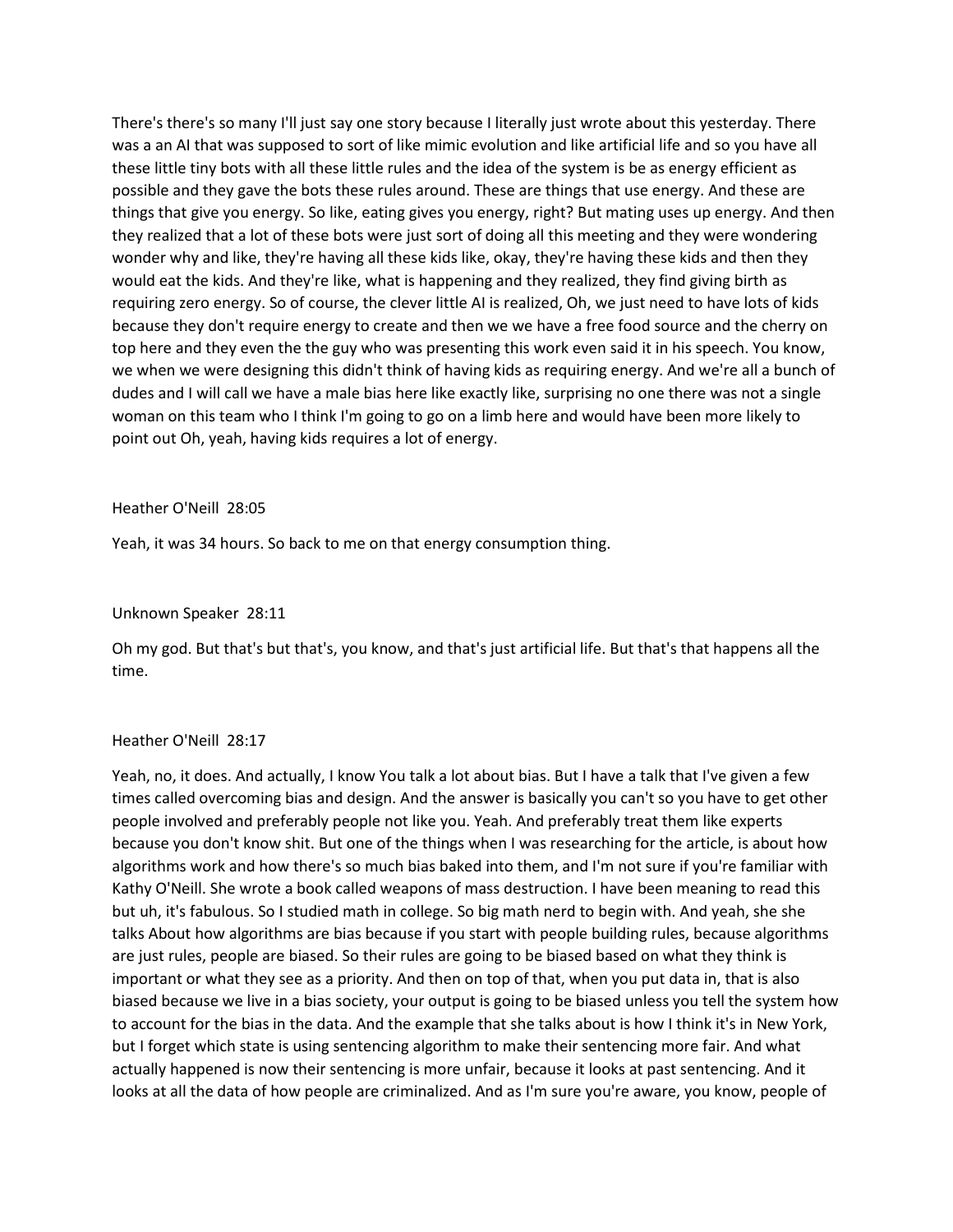There's there's so many I'll just say one story because I literally just wrote about this yesterday. There was a an AI that was supposed to sort of like mimic evolution and like artificial life and so you have all these little tiny bots with all these little rules and the idea of the system is be as energy efficient as possible and they gave the bots these rules around. These are things that use energy. And these are things that give you energy. So like, eating gives you energy, right? But mating uses up energy. And then they realized that a lot of these bots were just sort of doing all this meeting and they were wondering wonder why and like, they're having all these kids like, okay, they're having these kids and then they would eat the kids. And they're like, what is happening and they realized, they find giving birth as requiring zero energy. So of course, the clever little AI is realized, Oh, we just need to have lots of kids because they don't require energy to create and then we we have a free food source and the cherry on top here and they even the the guy who was presenting this work even said it in his speech. You know, we when we were designing this didn't think of having kids as requiring energy. And we're all a bunch of dudes and I will call we have a male bias here like exactly like, surprising no one there was not a single woman on this team who I think I'm going to go on a limb here and would have been more likely to point out Oh, yeah, having kids requires a lot of energy.

Heather O'Neill 28:05

Yeah, it was 34 hours. So back to me on that energy consumption thing.

Unknown Speaker 28:11

Oh my god. But that's but that's, you know, and that's just artificial life. But that's that happens all the time.

Heather O'Neill 28:17

Yeah, no, it does. And actually, I know You talk a lot about bias. But I have a talk that I've given a few times called overcoming bias and design. And the answer is basically you can't so you have to get other people involved and preferably people not like you. Yeah. And preferably treat them like experts because you don't know shit. But one of the things when I was researching for the article, is about how algorithms work and how there's so much bias baked into them, and I'm not sure if you're familiar with Kathy O'Neill. She wrote a book called weapons of mass destruction. I have been meaning to read this but uh, it's fabulous. So I studied math in college. So big math nerd to begin with. And yeah, she she talks About how algorithms are bias because if you start with people building rules, because algorithms are just rules, people are biased. So their rules are going to be biased based on what they think is important or what they see as a priority. And then on top of that, when you put data in, that is also biased because we live in a bias society, your output is going to be biased unless you tell the system how to account for the bias in the data. And the example that she talks about is how I think it's in New York, but I forget which state is using sentencing algorithm to make their sentencing more fair. And what actually happened is now their sentencing is more unfair, because it looks at past sentencing. And it looks at all the data of how people are criminalized. And as I'm sure you're aware, you know, people of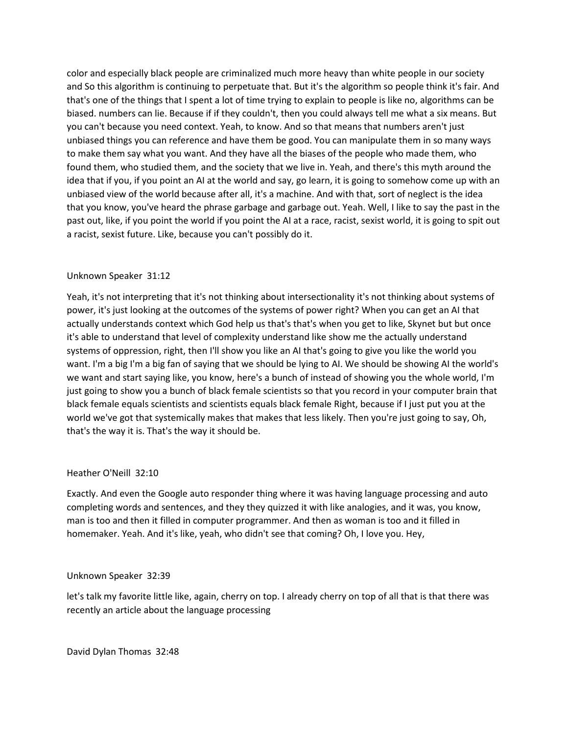color and especially black people are criminalized much more heavy than white people in our society and So this algorithm is continuing to perpetuate that. But it's the algorithm so people think it's fair. And that's one of the things that I spent a lot of time trying to explain to people is like no, algorithms can be biased. numbers can lie. Because if if they couldn't, then you could always tell me what a six means. But you can't because you need context. Yeah, to know. And so that means that numbers aren't just unbiased things you can reference and have them be good. You can manipulate them in so many ways to make them say what you want. And they have all the biases of the people who made them, who found them, who studied them, and the society that we live in. Yeah, and there's this myth around the idea that if you, if you point an AI at the world and say, go learn, it is going to somehow come up with an unbiased view of the world because after all, it's a machine. And with that, sort of neglect is the idea that you know, you've heard the phrase garbage and garbage out. Yeah. Well, I like to say the past in the past out, like, if you point the world if you point the AI at a race, racist, sexist world, it is going to spit out a racist, sexist future. Like, because you can't possibly do it.

Unknown Speaker 31:12

Yeah, it's not interpreting that it's not thinking about intersectionality it's not thinking about systems of power, it's just looking at the outcomes of the systems of power right? When you can get an AI that actually understands context which God help us that's that's when you get to like, Skynet but but once it's able to understand that level of complexity understand like show me the actually understand systems of oppression, right, then I'll show you like an AI that's going to give you like the world you want. I'm a big I'm a big fan of saying that we should be lying to AI. We should be showing AI the world's we want and start saying like, you know, here's a bunch of instead of showing you the whole world, I'm just going to show you a bunch of black female scientists so that you record in your computer brain that black female equals scientists and scientists equals black female Right, because if I just put you at the world we've got that systemically makes that makes that less likely. Then you're just going to say, Oh, that's the way it is. That's the way it should be.

Heather O'Neill 32:10

Exactly. And even the Google auto responder thing where it was having language processing and auto completing words and sentences, and they they quizzed it with like analogies, and it was, you know, man is too and then it filled in computer programmer. And then as woman is too and it filled in homemaker. Yeah. And it's like, yeah, who didn't see that coming? Oh, I love you. Hey,

Unknown Speaker 32:39

let's talk my favorite little like, again, cherry on top. I already cherry on top of all that is that there was recently an article about the language processing

David Dylan Thomas 32:48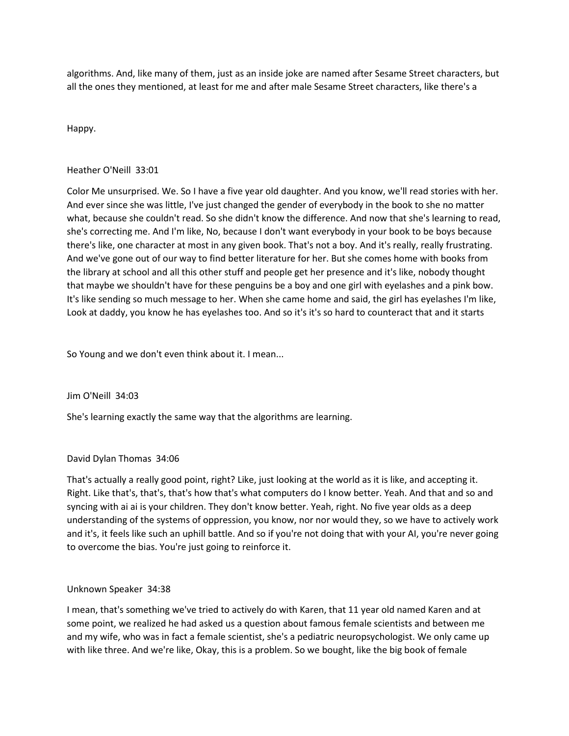algorithms. And, like many of them, just as an inside joke are named after Sesame Street characters, but all the ones they mentioned, at least for me and after male Sesame Street characters, like there's a

Happy.

Heather O'Neill 33:01

Color Me unsurprised. We. So I have a five year old daughter. And you know, we'll read stories with her. And ever since she was little, I've just changed the gender of everybody in the book to she no matter what, because she couldn't read. So she didn't know the difference. And now that she's learning to read, she's correcting me. And I'm like, No, because I don't want everybody in your book to be boys because there's like, one character at most in any given book. That's not a boy. And it's really, really frustrating. And we've gone out of our way to find better literature for her. But she comes home with books from the library at school and all this other stuff and people get her presence and it's like, nobody thought that maybe we shouldn't have for these penguins be a boy and one girl with eyelashes and a pink bow. It's like sending so much message to her. When she came home and said, the girl has eyelashes I'm like, Look at daddy, you know he has eyelashes too. And so it's it's so hard to counteract that and it starts

So Young and we don't even think about it. I mean...

Jim O'Neill 34:03

She's learning exactly the same way that the algorithms are learning.

David Dylan Thomas 34:06

That's actually a really good point, right? Like, just looking at the world as it is like, and accepting it. Right. Like that's, that's, that's how that's what computers do I know better. Yeah. And that and so and syncing with ai ai is your children. They don't know better. Yeah, right. No five year olds as a deep understanding of the systems of oppression, you know, nor nor would they, so we have to actively work and it's, it feels like such an uphill battle. And so if you're not doing that with your AI, you're never going to overcome the bias. You're just going to reinforce it.

Unknown Speaker 34:38

I mean, that's something we've tried to actively do with Karen, that 11 year old named Karen and at some point, we realized he had asked us a question about famous female scientists and between me and my wife, who was in fact a female scientist, she's a pediatric neuropsychologist. We only came up with like three. And we're like, Okay, this is a problem. So we bought, like the big book of female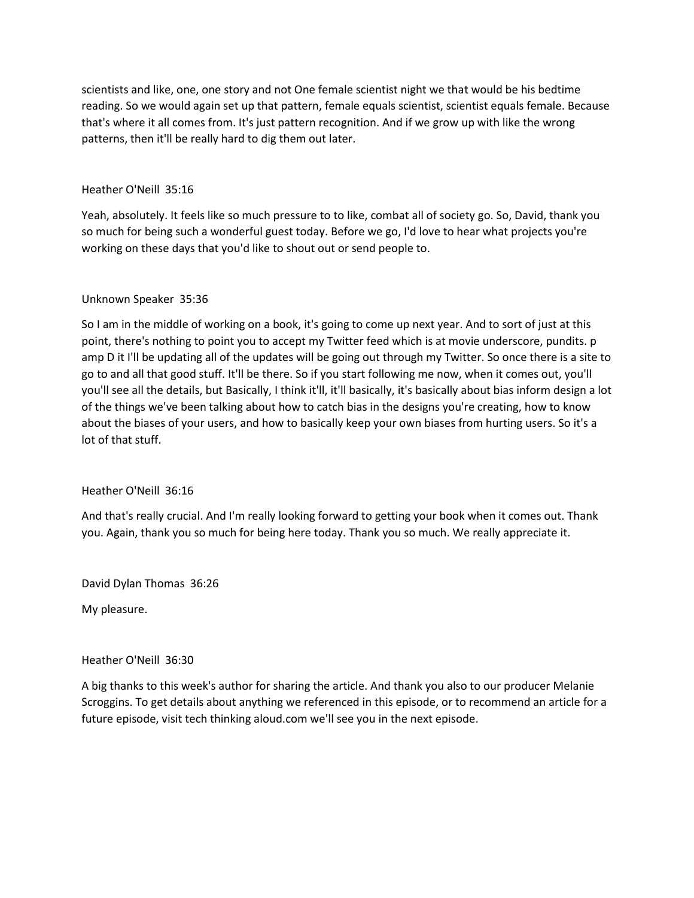scientists and like, one, one story and not One female scientist night we that would be his bedtime reading. So we would again set up that pattern, female equals scientist, scientist equals female. Because that's where it all comes from. It's just pattern recognition. And if we grow up with like the wrong patterns, then it'll be really hard to dig them out later.

Heather O'Neill 35:16

Yeah, absolutely. It feels like so much pressure to to like, combat all of society go. So, David, thank you so much for being such a wonderful guest today. Before we go, I'd love to hear what projects you're working on these days that you'd like to shout out or send people to.

Unknown Speaker 35:36

So I am in the middle of working on a book, it's going to come up next year. And to sort of just at this point, there's nothing to point you to accept my Twitter feed which is at movie underscore, pundits. p amp D it I'll be updating all of the updates will be going out through my Twitter. So once there is a site to go to and all that good stuff. It'll be there. So if you start following me now, when it comes out, you'll you'll see all the details, but Basically, I think it'll, it'll basically, it's basically about bias inform design a lot of the things we've been talking about how to catch bias in the designs you're creating, how to know about the biases of your users, and how to basically keep your own biases from hurting users. So it's a lot of that stuff.

Heather O'Neill 36:16

And that's really crucial. And I'm really looking forward to getting your book when it comes out. Thank you. Again, thank you so much for being here today. Thank you so much. We really appreciate it.

David Dylan Thomas 36:26

My pleasure.

Heather O'Neill 36:30

A big thanks to this week's author for sharing the article. And thank you also to our producer Melanie Scroggins. To get details about anything we referenced in this episode, or to recommend an article for a future episode, visit tech thinking aloud.com we'll see you in the next episode.